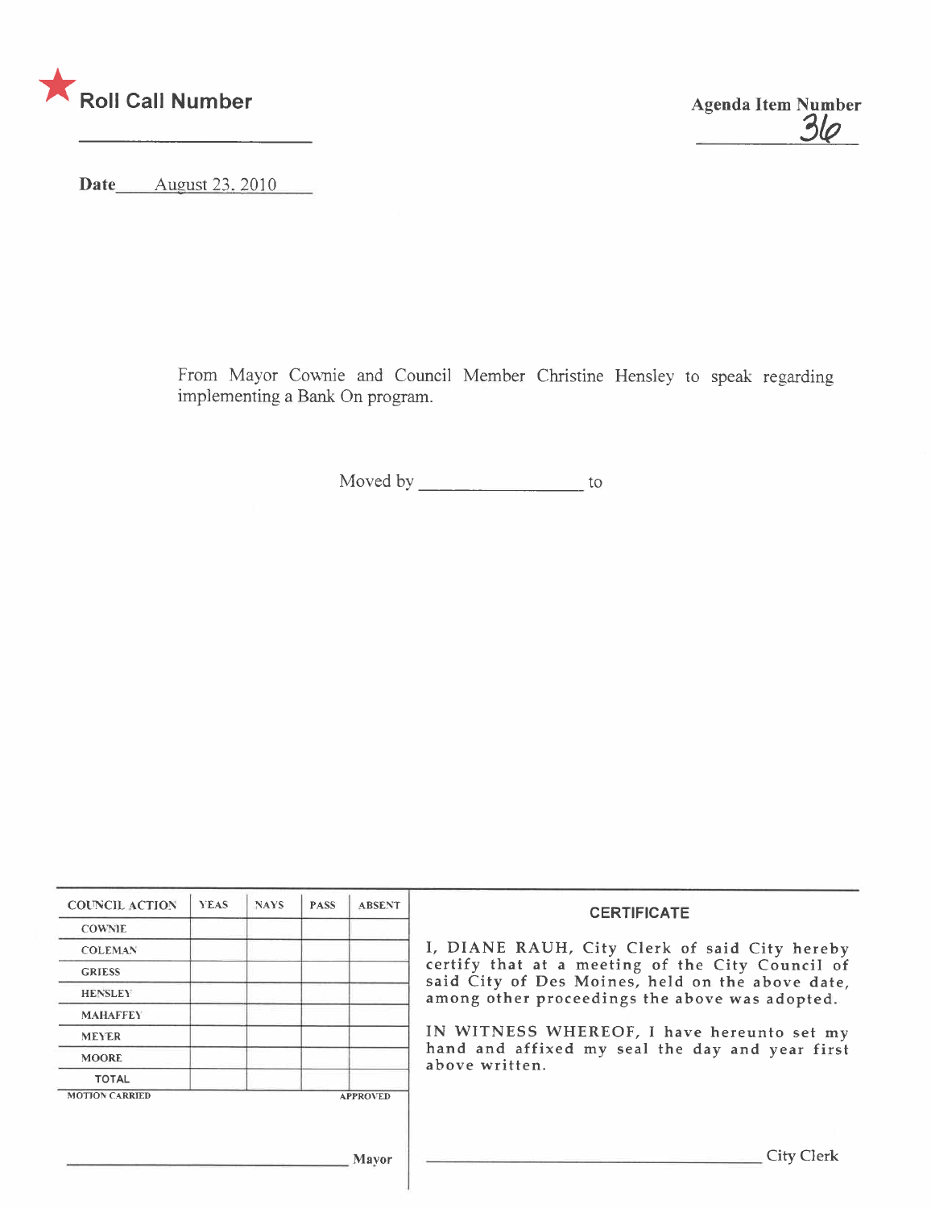★ **Roll Call Number** \_\_\_\_\_\_\_\_\_\_\_\_\_\_\_\_

**Agenda Item Number** 36

**Date** August 23, 2010

From Mayor Cownie and Council Member Christine Hensley to speak regarding implementing a Bank On program.

Moved by \_\_\_\_\_\_\_\_\_\_\_\_\_\_\_\_ to

| COUNCIL ACTION | YEAS | NAYS | PASS | ABSENT |
|---|---|---|---|---|
| COWNIE | | | | |
| COLEMAN | | | | |
| GRIESS | | | | |
| HENSLEY | | | | |
| MAHAFFEY | | | | |
| MEYER | | | | |
| MOORE | | | | |
| TOTAL | | | | |

MOTION CARRIED APPROVED

\_\_\_\_\_\_\_\_\_\_\_\_\_\_\_\_\_\_\_\_\_\_\_\_ Mayor

**CERTIFICATE**

I, DIANE RAUH, City Clerk of said City hereby certify that at a meeting of the City Council of said City of Des Moines, held on the above date, among other proceedings the above was adopted.

IN WITNESS WHEREOF, I have hereunto set my hand and affixed my seal the day and year first above written.

\_\_\_\_\_\_\_\_\_\_\_\_\_\_\_\_\_\_\_\_\_\_\_\_ City Clerk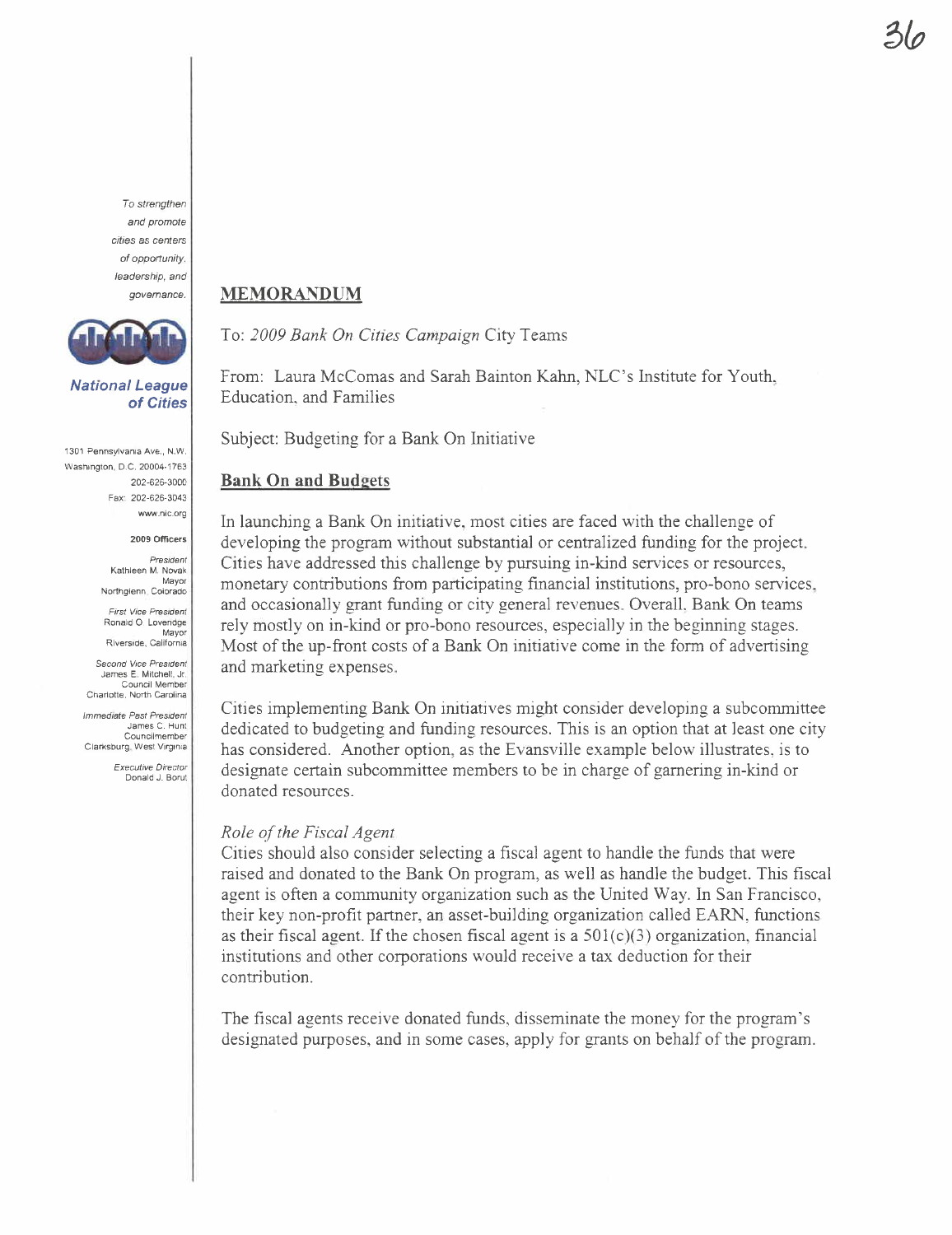To strengthen and promote cities as centers of opportunity, leadership, and governance.

**National League of Cities**

1301 Pennsylvania Ave., N.W.
Washington, D.C. 20004-1763
202-626-3000
Fax: 202-626-3043
www.nlc.org

**2009 Officers**

*President*
Kathleen M. Novak
Mayor
Northglenn, Colorado

*First Vice President*
Ronald O. Loveridge
Mayor
Riverside, California

*Second Vice President*
James E. Mitchell, Jr.
Council Member
Charlotte, North Carolina

*Immediate Past President*
James C. Hunt
Councilmember
Clarksburg, West Virginia

*Executive Director*
Donald J. Borut

## MEMORANDUM

To: *2009 Bank On Cities Campaign* City Teams

From: Laura McComas and Sarah Bainton Kahn, NLC's Institute for Youth, Education, and Families

Subject: Budgeting for a Bank On Initiative

## Bank On and Budgets

In launching a Bank On initiative, most cities are faced with the challenge of developing the program without substantial or centralized funding for the project. Cities have addressed this challenge by pursuing in-kind services or resources, monetary contributions from participating financial institutions, pro-bono services, and occasionally grant funding or city general revenues. Overall, Bank On teams rely mostly on in-kind or pro-bono resources, especially in the beginning stages. Most of the up-front costs of a Bank On initiative come in the form of advertising and marketing expenses.

Cities implementing Bank On initiatives might consider developing a subcommittee dedicated to budgeting and funding resources. This is an option that at least one city has considered. Another option, as the Evansville example below illustrates, is to designate certain subcommittee members to be in charge of garnering in-kind or donated resources.

*Role of the Fiscal Agent*

Cities should also consider selecting a fiscal agent to handle the funds that were raised and donated to the Bank On program, as well as handle the budget. This fiscal agent is often a community organization such as the United Way. In San Francisco, their key non-profit partner, an asset-building organization called EARN, functions as their fiscal agent. If the chosen fiscal agent is a 501(c)(3) organization, financial institutions and other corporations would receive a tax deduction for their contribution.

The fiscal agents receive donated funds, disseminate the money for the program's designated purposes, and in some cases, apply for grants on behalf of the program.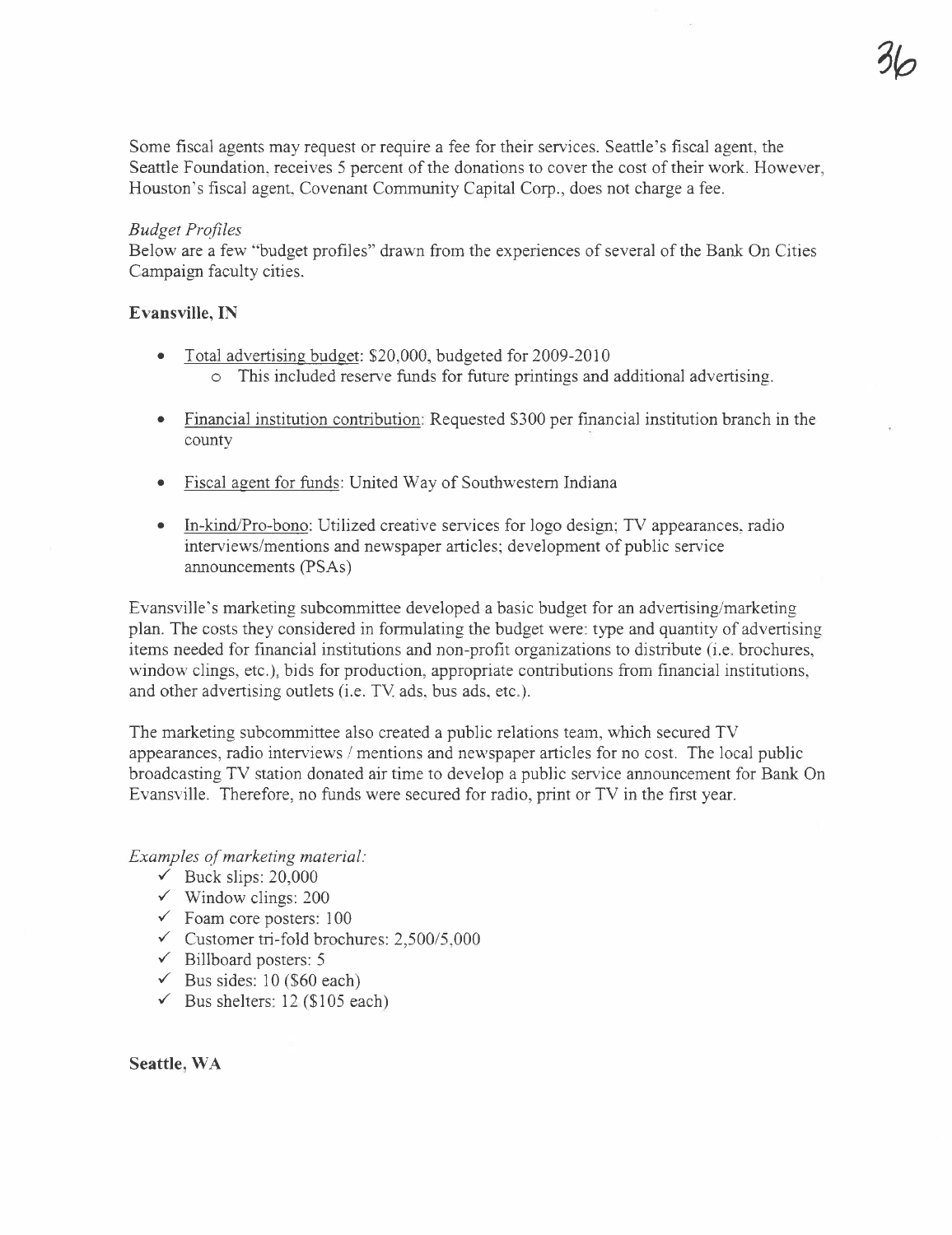Some fiscal agents may request or require a fee for their services. Seattle's fiscal agent, the Seattle Foundation, receives 5 percent of the donations to cover the cost of their work. However, Houston's fiscal agent, Covenant Community Capital Corp., does not charge a fee.

*Budget Profiles*

Below are a few "budget profiles" drawn from the experiences of several of the Bank On Cities Campaign faculty cities.

**Evansville, IN**

- <u>Total advertising budget</u>: $20,000, budgeted for 2009-2010
  - This included reserve funds for future printings and additional advertising.
- <u>Financial institution contribution</u>: Requested $300 per financial institution branch in the county
- <u>Fiscal agent for funds</u>: United Way of Southwestern Indiana
- <u>In-kind/Pro-bono</u>: Utilized creative services for logo design; TV appearances, radio interviews/mentions and newspaper articles; development of public service announcements (PSAs)

Evansville's marketing subcommittee developed a basic budget for an advertising/marketing plan. The costs they considered in formulating the budget were: type and quantity of advertising items needed for financial institutions and non-profit organizations to distribute (i.e. brochures, window clings, etc.), bids for production, appropriate contributions from financial institutions, and other advertising outlets (i.e. TV ads, bus ads, etc.).

The marketing subcommittee also created a public relations team, which secured TV appearances, radio interviews / mentions and newspaper articles for no cost. The local public broadcasting TV station donated air time to develop a public service announcement for Bank On Evansville. Therefore, no funds were secured for radio, print or TV in the first year.

*Examples of marketing material:*

- ✓ Buck slips: 20,000
- ✓ Window clings: 200
- ✓ Foam core posters: 100
- ✓ Customer tri-fold brochures: 2,500/5,000
- ✓ Billboard posters: 5
- ✓ Bus sides: 10 ($60 each)
- ✓ Bus shelters: 12 ($105 each)

**Seattle, WA**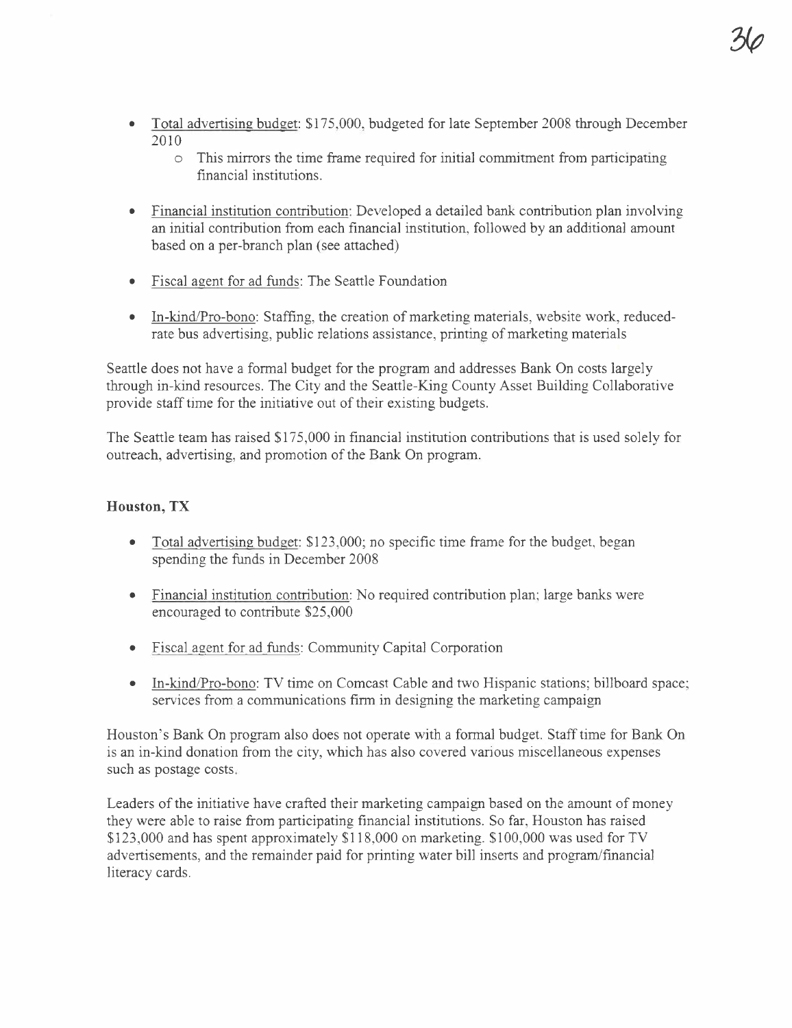- Total advertising budget: $175,000, budgeted for late September 2008 through December 2010
    - This mirrors the time frame required for initial commitment from participating financial institutions.

- Financial institution contribution: Developed a detailed bank contribution plan involving an initial contribution from each financial institution, followed by an additional amount based on a per-branch plan (see attached)

- Fiscal agent for ad funds: The Seattle Foundation

- In-kind/Pro-bono: Staffing, the creation of marketing materials, website work, reduced-rate bus advertising, public relations assistance, printing of marketing materials

Seattle does not have a formal budget for the program and addresses Bank On costs largely through in-kind resources. The City and the Seattle-King County Asset Building Collaborative provide staff time for the initiative out of their existing budgets.

The Seattle team has raised $175,000 in financial institution contributions that is used solely for outreach, advertising, and promotion of the Bank On program.

### Houston, TX

- Total advertising budget: $123,000; no specific time frame for the budget, began spending the funds in December 2008

- Financial institution contribution: No required contribution plan; large banks were encouraged to contribute $25,000

- Fiscal agent for ad funds: Community Capital Corporation

- In-kind/Pro-bono: TV time on Comcast Cable and two Hispanic stations; billboard space; services from a communications firm in designing the marketing campaign

Houston's Bank On program also does not operate with a formal budget. Staff time for Bank On is an in-kind donation from the city, which has also covered various miscellaneous expenses such as postage costs.

Leaders of the initiative have crafted their marketing campaign based on the amount of money they were able to raise from participating financial institutions. So far, Houston has raised $123,000 and has spent approximately $118,000 on marketing. $100,000 was used for TV advertisements, and the remainder paid for printing water bill inserts and program/financial literacy cards.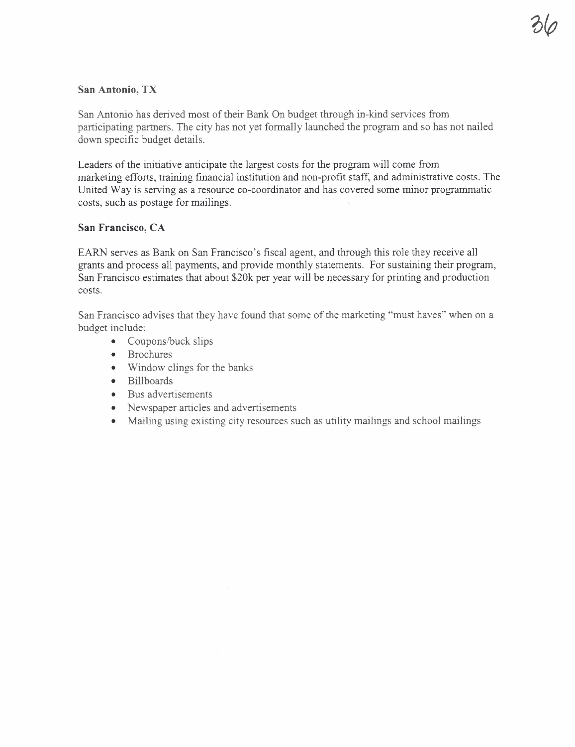**San Antonio, TX**

San Antonio has derived most of their Bank On budget through in-kind services from participating partners. The city has not yet formally launched the program and so has not nailed down specific budget details.

Leaders of the initiative anticipate the largest costs for the program will come from marketing efforts, training financial institution and non-profit staff, and administrative costs. The United Way is serving as a resource co-coordinator and has covered some minor programmatic costs, such as postage for mailings.

**San Francisco, CA**

EARN serves as Bank on San Francisco's fiscal agent, and through this role they receive all grants and process all payments, and provide monthly statements. For sustaining their program, San Francisco estimates that about $20k per year will be necessary for printing and production costs.

San Francisco advises that they have found that some of the marketing "must haves" when on a budget include:

- Coupons/buck slips
- Brochures
- Window clings for the banks
- Billboards
- Bus advertisements
- Newspaper articles and advertisements
- Mailing using existing city resources such as utility mailings and school mailings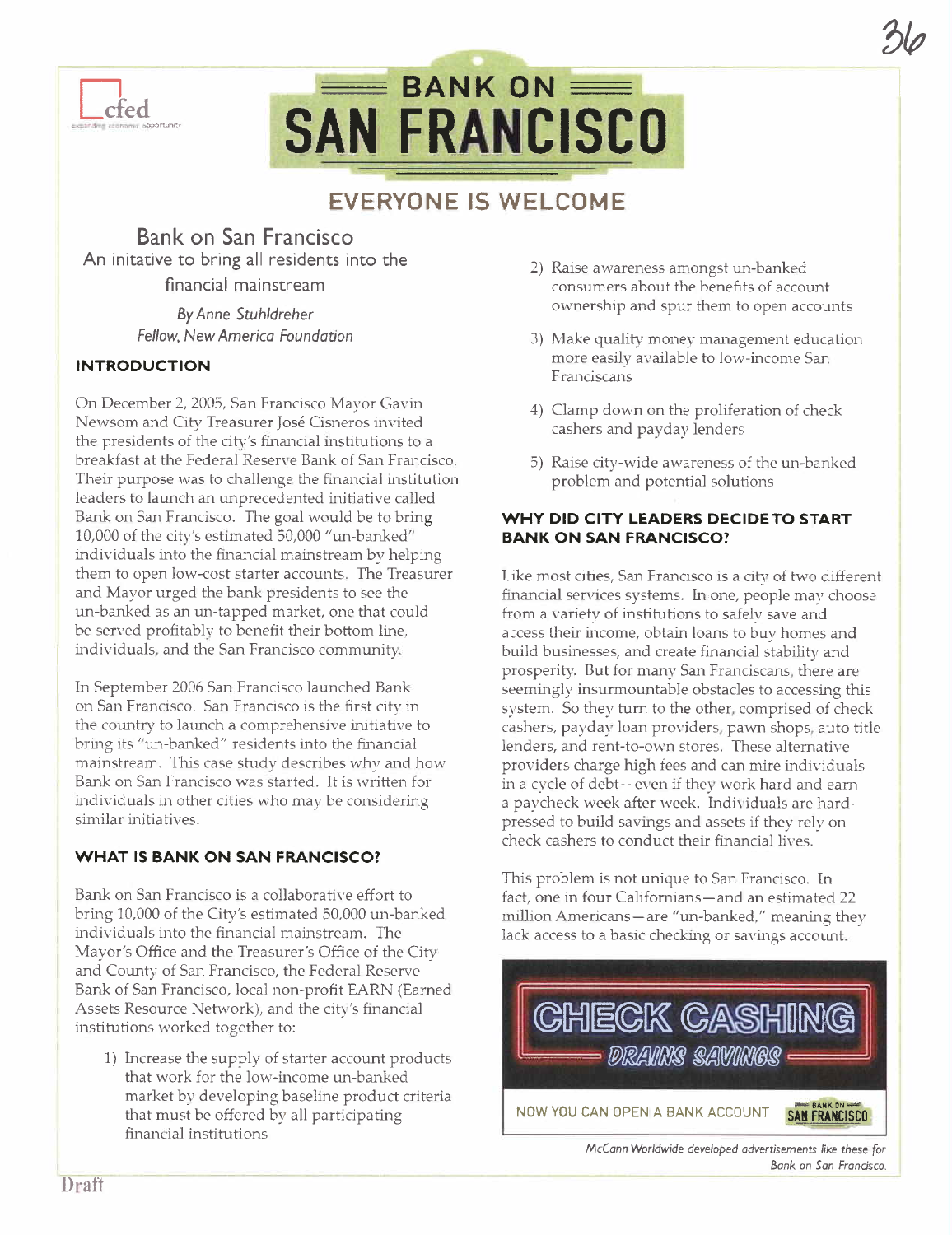# BANK ON SAN FRANCISCO

## EVERYONE IS WELCOME

## Bank on San Francisco

An initative to bring all residents into the financial mainstream

*By Anne Stuhldreher*
*Fellow, New America Foundation*

### INTRODUCTION

On December 2, 2005, San Francisco Mayor Gavin Newsom and City Treasurer José Cisneros invited the presidents of the city's financial institutions to a breakfast at the Federal Reserve Bank of San Francisco. Their purpose was to challenge the financial institution leaders to launch an unprecedented initiative called Bank on San Francisco. The goal would be to bring 10,000 of the city's estimated 50,000 "un-banked" individuals into the financial mainstream by helping them to open low-cost starter accounts. The Treasurer and Mayor urged the bank presidents to see the un-banked as an un-tapped market, one that could be served profitably to benefit their bottom line, individuals, and the San Francisco community.

In September 2006 San Francisco launched Bank on San Francisco. San Francisco is the first city in the country to launch a comprehensive initiative to bring its "un-banked" residents into the financial mainstream. This case study describes why and how Bank on San Francisco was started. It is written for individuals in other cities who may be considering similar initiatives.

### WHAT IS BANK ON SAN FRANCISCO?

Bank on San Francisco is a collaborative effort to bring 10,000 of the City's estimated 50,000 un-banked individuals into the financial mainstream. The Mayor's Office and the Treasurer's Office of the City and County of San Francisco, the Federal Reserve Bank of San Francisco, local non-profit EARN (Earned Assets Resource Network), and the city's financial institutions worked together to:

1) Increase the supply of starter account products that work for the low-income un-banked market by developing baseline product criteria that must be offered by all participating financial institutions
2) Raise awareness amongst un-banked consumers about the benefits of account ownership and spur them to open accounts
3) Make quality money management education more easily available to low-income San Franciscans
4) Clamp down on the proliferation of check cashers and payday lenders
5) Raise city-wide awareness of the un-banked problem and potential solutions

### WHY DID CITY LEADERS DECIDE TO START BANK ON SAN FRANCISCO?

Like most cities, San Francisco is a city of two different financial services systems. In one, people may choose from a variety of institutions to safely save and access their income, obtain loans to buy homes and build businesses, and create financial stability and prosperity. But for many San Franciscans, there are seemingly insurmountable obstacles to accessing this system. So they turn to the other, comprised of check cashers, payday loan providers, pawn shops, auto title lenders, and rent-to-own stores. These alternative providers charge high fees and can mire individuals in a cycle of debt—even if they work hard and earn a paycheck week after week. Individuals are hard-pressed to build savings and assets if they rely on check cashers to conduct their financial lives.

This problem is not unique to San Francisco. In fact, one in four Californians—and an estimated 22 million Americans—are "un-banked," meaning they lack access to a basic checking or savings account.

CHECK CASHING DRAINS SAVINGS
NOW YOU CAN OPEN A BANK ACCOUNT — BANK ON SAN FRANCISCO

*McCann Worldwide developed advertisements like these for Bank on San Francisco.*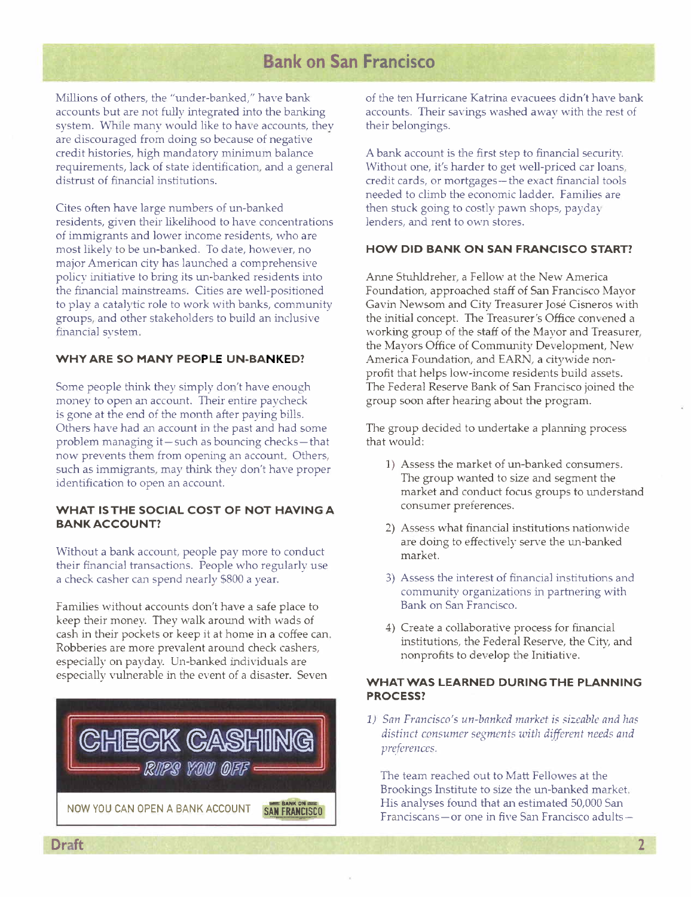Millions of others, the "under-banked," have bank accounts but are not fully integrated into the banking system. While many would like to have accounts, they are discouraged from doing so because of negative credit histories, high mandatory minimum balance requirements, lack of state identification, and a general distrust of financial institutions.

Cites often have large numbers of un-banked residents, given their likelihood to have concentrations of immigrants and lower income residents, who are most likely to be un-banked. To date, however, no major American city has launched a comprehensive policy initiative to bring its un-banked residents into the financial mainstreams. Cities are well-positioned to play a catalytic role to work with banks, community groups, and other stakeholders to build an inclusive financial system.

### WHY ARE SO MANY PEOPLE UN-BANKED?

Some people think they simply don't have enough money to open an account. Their entire paycheck is gone at the end of the month after paying bills. Others have had an account in the past and had some problem managing it—such as bouncing checks—that now prevents them from opening an account. Others, such as immigrants, may think they don't have proper identification to open an account.

### WHAT IS THE SOCIAL COST OF NOT HAVING A BANK ACCOUNT?

Without a bank account, people pay more to conduct their financial transactions. People who regularly use a check casher can spend nearly $800 a year.

Families without accounts don't have a safe place to keep their money. They walk around with wads of cash in their pockets or keep it at home in a coffee can. Robberies are more prevalent around check cashers, especially on payday. Un-banked individuals are especially vulnerable in the event of a disaster. Seven of the ten Hurricane Katrina evacuees didn't have bank accounts. Their savings washed away with the rest of their belongings.

CHECK CASHING
RIPS YOU OFF
NOW YOU CAN OPEN A BANK ACCOUNT
BANK ON SAN FRANCISCO

A bank account is the first step to financial security. Without one, it's harder to get well-priced car loans, credit cards, or mortgages—the exact financial tools needed to climb the economic ladder. Families are then stuck going to costly pawn shops, payday lenders, and rent to own stores.

### HOW DID BANK ON SAN FRANCISCO START?

Anne Stuhldreher, a Fellow at the New America Foundation, approached staff of San Francisco Mayor Gavin Newsom and City Treasurer José Cisneros with the initial concept. The Treasurer's Office convened a working group of the staff of the Mayor and Treasurer, the Mayors Office of Community Development, New America Foundation, and EARN, a citywide non-profit that helps low-income residents build assets. The Federal Reserve Bank of San Francisco joined the group soon after hearing about the program.

The group decided to undertake a planning process that would:

1) Assess the market of un-banked consumers. The group wanted to size and segment the market and conduct focus groups to understand consumer preferences.

2) Assess what financial institutions nationwide are doing to effectively serve the un-banked market.

3) Assess the interest of financial institutions and community organizations in partnering with Bank on San Francisco.

4) Create a collaborative process for financial institutions, the Federal Reserve, the City, and nonprofits to develop the Initiative.

### WHAT WAS LEARNED DURING THE PLANNING PROCESS?

*1) San Francisco's un-banked market is sizeable and has distinct consumer segments with different needs and preferences.*

The team reached out to Matt Fellowes at the Brookings Institute to size the un-banked market. His analyses found that an estimated 50,000 San Franciscans—or one in five San Francisco adults—